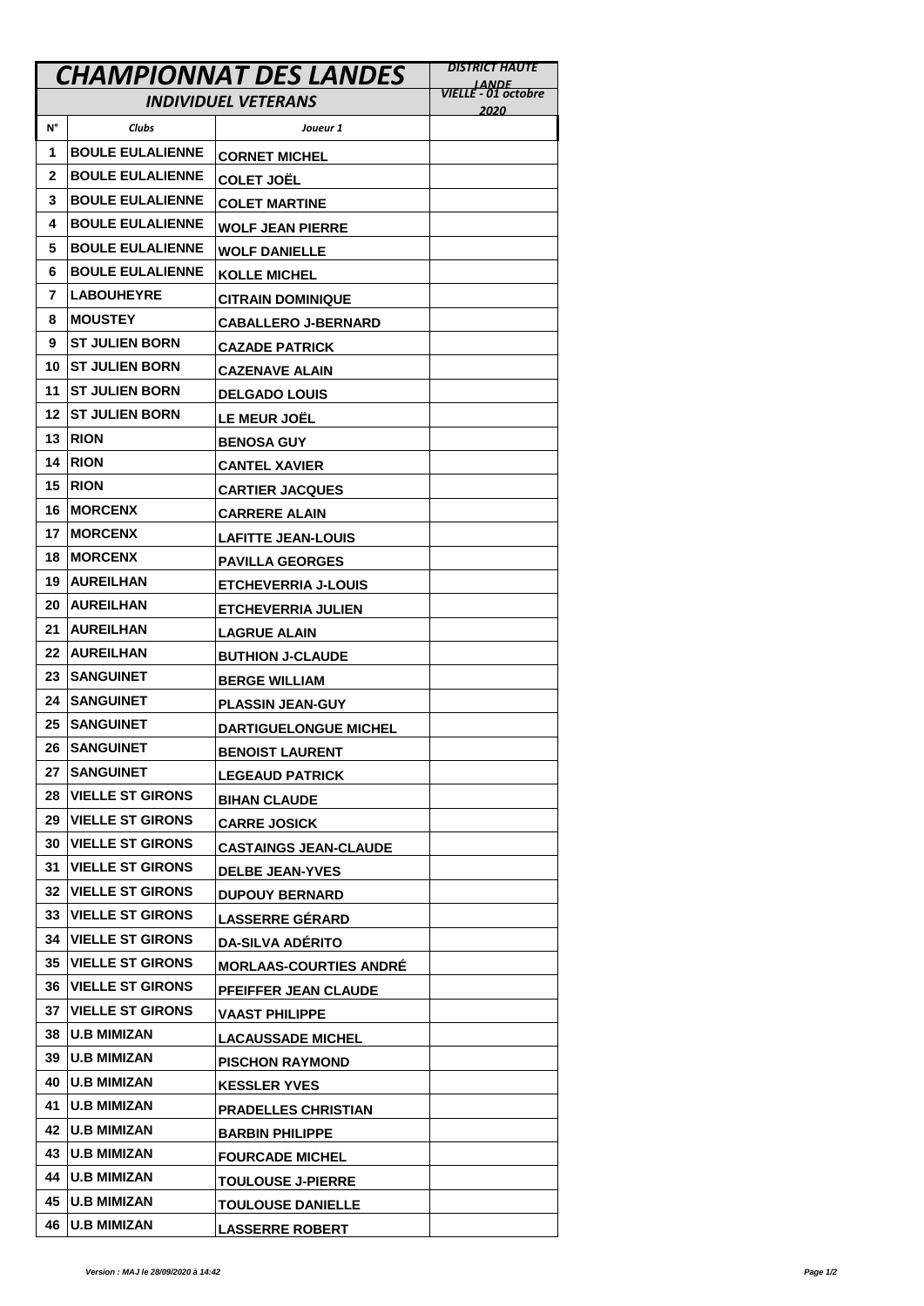| CHAMPIONNAT DES LANDES | | | DISTRICT HAUTE LANDE |
|---|---|---|---|
| INDIVIDUEL VETERANS | | | VIELLE - 01 octobre 2020 |
| N° | Clubs | Joueur 1 | |
| 1 | BOULE EULALIENNE | CORNET MICHEL | |
| 2 | BOULE EULALIENNE | COLET JOËL | |
| 3 | BOULE EULALIENNE | COLET MARTINE | |
| 4 | BOULE EULALIENNE | WOLF JEAN PIERRE | |
| 5 | BOULE EULALIENNE | WOLF DANIELLE | |
| 6 | BOULE EULALIENNE | KOLLE MICHEL | |
| 7 | LABOUHEYRE | CITRAIN DOMINIQUE | |
| 8 | MOUSTEY | CABALLERO J-BERNARD | |
| 9 | ST JULIEN BORN | CAZADE PATRICK | |
| 10 | ST JULIEN BORN | CAZENAVE ALAIN | |
| 11 | ST JULIEN BORN | DELGADO LOUIS | |
| 12 | ST JULIEN BORN | LE MEUR JOËL | |
| 13 | RION | BENOSA GUY | |
| 14 | RION | CANTEL XAVIER | |
| 15 | RION | CARTIER JACQUES | |
| 16 | MORCENX | CARRERE ALAIN | |
| 17 | MORCENX | LAFITTE JEAN-LOUIS | |
| 18 | MORCENX | PAVILLA GEORGES | |
| 19 | AUREILHAN | ETCHEVERRIA J-LOUIS | |
| 20 | AUREILHAN | ETCHEVERRIA JULIEN | |
| 21 | AUREILHAN | LAGRUE ALAIN | |
| 22 | AUREILHAN | BUTHION J-CLAUDE | |
| 23 | SANGUINET | BERGE WILLIAM | |
| 24 | SANGUINET | PLASSIN JEAN-GUY | |
| 25 | SANGUINET | DARTIGUELONGUE MICHEL | |
| 26 | SANGUINET | BENOIST LAURENT | |
| 27 | SANGUINET | LEGEAUD PATRICK | |
| 28 | VIELLE ST GIRONS | BIHAN CLAUDE | |
| 29 | VIELLE ST GIRONS | CARRE JOSICK | |
| 30 | VIELLE ST GIRONS | CASTAINGS JEAN-CLAUDE | |
| 31 | VIELLE ST GIRONS | DELBE JEAN-YVES | |
| 32 | VIELLE ST GIRONS | DUPOUY BERNARD | |
| 33 | VIELLE ST GIRONS | LASSERRE GÉRARD | |
| 34 | VIELLE ST GIRONS | DA-SILVA ADÉRITO | |
| 35 | VIELLE ST GIRONS | MORLAAS-COURTIES ANDRÉ | |
| 36 | VIELLE ST GIRONS | PFEIFFER JEAN CLAUDE | |
| 37 | VIELLE ST GIRONS | VAAST PHILIPPE | |
| 38 | U.B MIMIZAN | LACAUSSADE MICHEL | |
| 39 | U.B MIMIZAN | PISCHON RAYMOND | |
| 40 | U.B MIMIZAN | KESSLER YVES | |
| 41 | U.B MIMIZAN | PRADELLES CHRISTIAN | |
| 42 | U.B MIMIZAN | BARBIN PHILIPPE | |
| 43 | U.B MIMIZAN | FOURCADE MICHEL | |
| 44 | U.B MIMIZAN | TOULOUSE J-PIERRE | |
| 45 | U.B MIMIZAN | TOULOUSE DANIELLE | |
| 46 | U.B MIMIZAN | LASSERRE ROBERT | |

*Version : MAJ le 28/09/2020 à 14:42*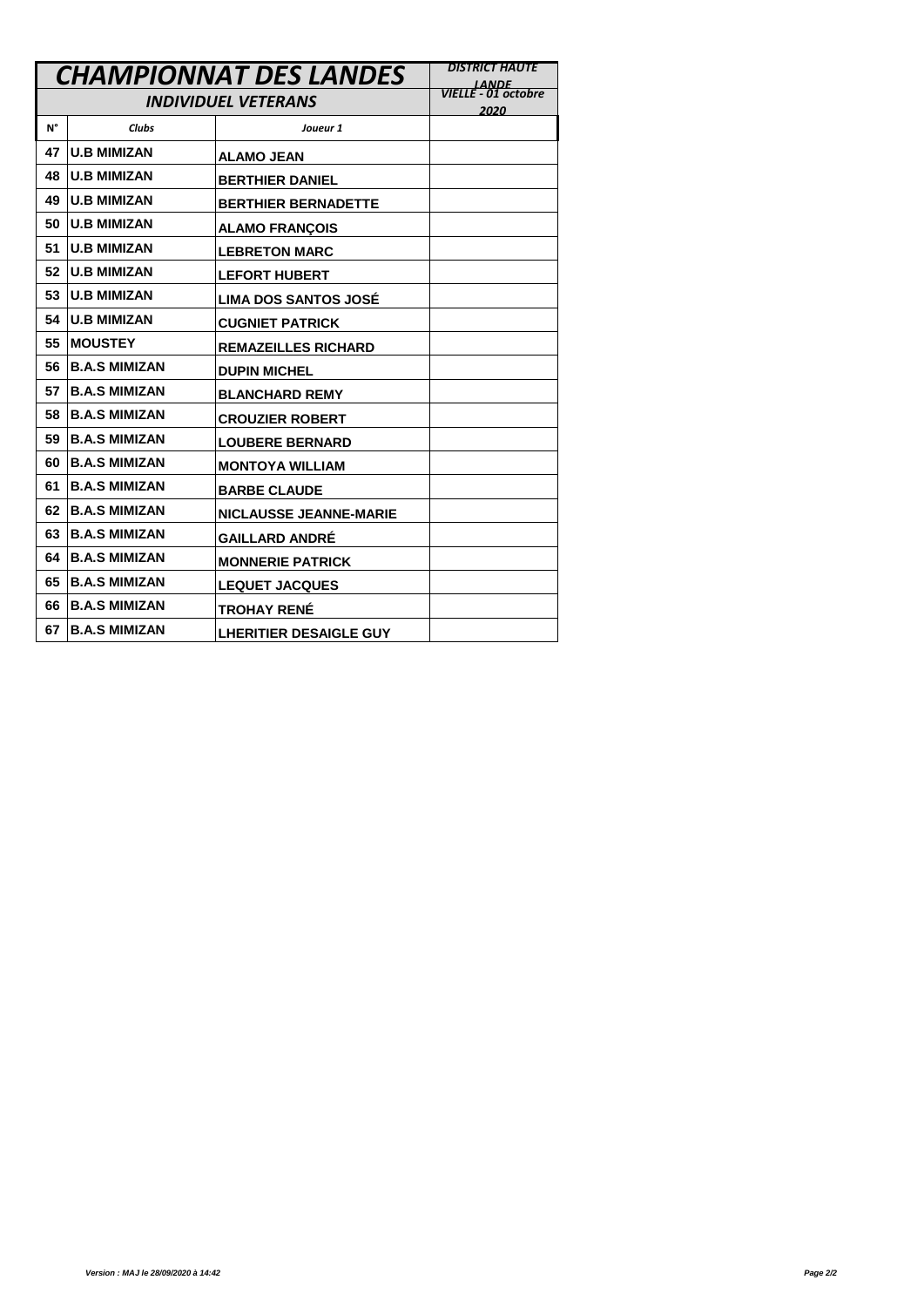# CHAMPIONNAT DES LANDES

## INDIVIDUEL VETERANS

*DISTRICT HAUTE LANDE*
*VIELLE - 01 octobre 2020*

| N° | Clubs | Joueur 1 | |
|---|---|---|---|
| 47 | U.B MIMIZAN | ALAMO JEAN | |
| 48 | U.B MIMIZAN | BERTHIER DANIEL | |
| 49 | U.B MIMIZAN | BERTHIER BERNADETTE | |
| 50 | U.B MIMIZAN | ALAMO FRANÇOIS | |
| 51 | U.B MIMIZAN | LEBRETON MARC | |
| 52 | U.B MIMIZAN | LEFORT HUBERT | |
| 53 | U.B MIMIZAN | LIMA DOS SANTOS JOSÉ | |
| 54 | U.B MIMIZAN | CUGNIET PATRICK | |
| 55 | MOUSTEY | REMAZEILLES RICHARD | |
| 56 | B.A.S MIMIZAN | DUPIN MICHEL | |
| 57 | B.A.S MIMIZAN | BLANCHARD REMY | |
| 58 | B.A.S MIMIZAN | CROUZIER ROBERT | |
| 59 | B.A.S MIMIZAN | LOUBERE BERNARD | |
| 60 | B.A.S MIMIZAN | MONTOYA WILLIAM | |
| 61 | B.A.S MIMIZAN | BARBE CLAUDE | |
| 62 | B.A.S MIMIZAN | NICLAUSSE JEANNE-MARIE | |
| 63 | B.A.S MIMIZAN | GAILLARD ANDRÉ | |
| 64 | B.A.S MIMIZAN | MONNERIE PATRICK | |
| 65 | B.A.S MIMIZAN | LEQUET JACQUES | |
| 66 | B.A.S MIMIZAN | TROHAY RENÉ | |
| 67 | B.A.S MIMIZAN | LHERITIER DESAIGLE GUY | |

*Version : MAJ le 28/09/2020 à 14:42*